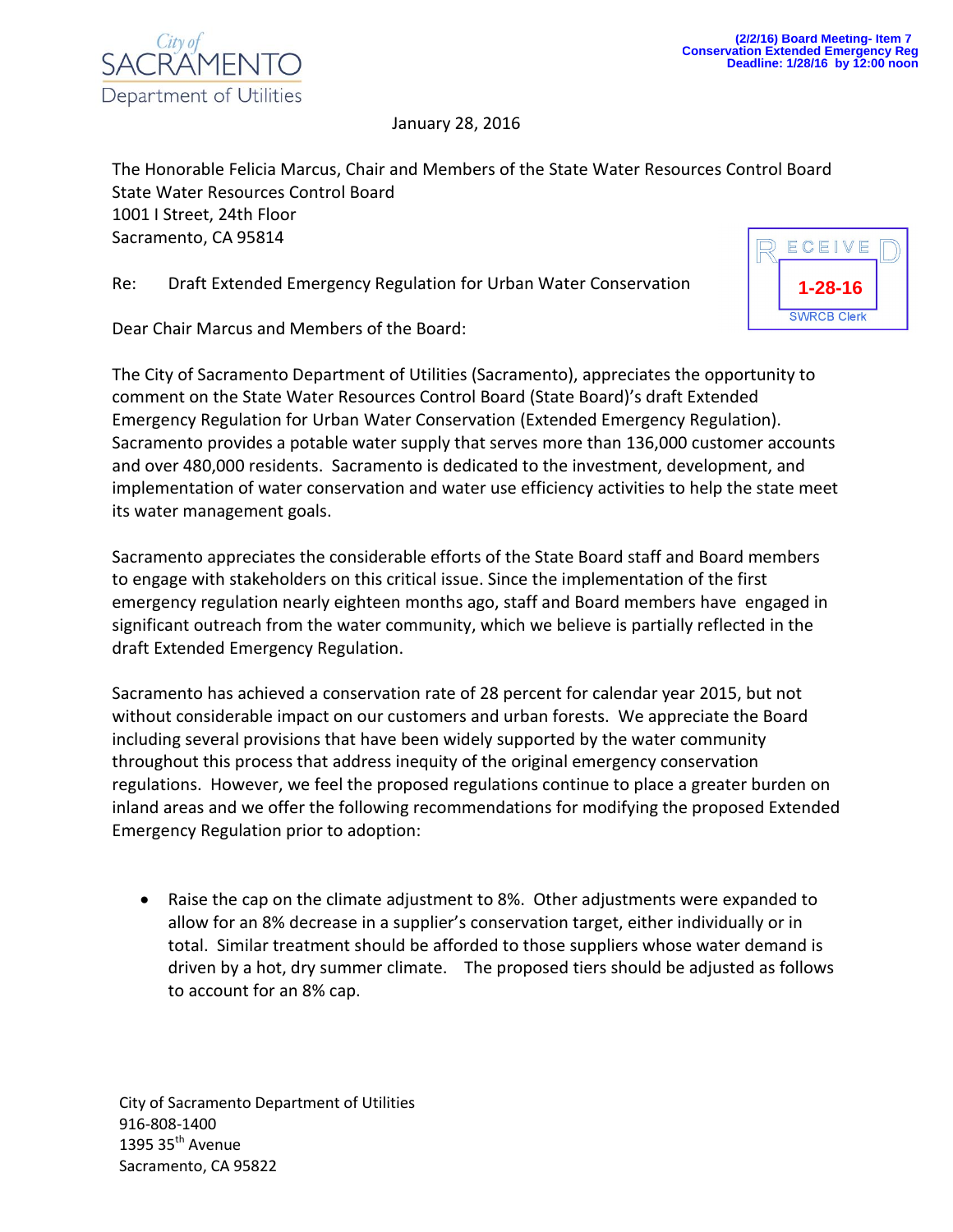City of SACRAMENTO Department of Utilities

(2/2/16) Board Meeting- Item 7
Conservation Extended Emergency Reg
Deadline: 1/28/16 by 12:00 noon

January 28, 2016

The Honorable Felicia Marcus, Chair and Members of the State Water Resources Control Board
State Water Resources Control Board
1001 I Street, 24th Floor
Sacramento, CA 95814

RECEIVED
1-28-16
SWRCB Clerk

Re: Draft Extended Emergency Regulation for Urban Water Conservation

Dear Chair Marcus and Members of the Board:

The City of Sacramento Department of Utilities (Sacramento), appreciates the opportunity to comment on the State Water Resources Control Board (State Board)'s draft Extended Emergency Regulation for Urban Water Conservation (Extended Emergency Regulation). Sacramento provides a potable water supply that serves more than 136,000 customer accounts and over 480,000 residents. Sacramento is dedicated to the investment, development, and implementation of water conservation and water use efficiency activities to help the state meet its water management goals.

Sacramento appreciates the considerable efforts of the State Board staff and Board members to engage with stakeholders on this critical issue. Since the implementation of the first emergency regulation nearly eighteen months ago, staff and Board members have engaged in significant outreach from the water community, which we believe is partially reflected in the draft Extended Emergency Regulation.

Sacramento has achieved a conservation rate of 28 percent for calendar year 2015, but not without considerable impact on our customers and urban forests. We appreciate the Board including several provisions that have been widely supported by the water community throughout this process that address inequity of the original emergency conservation regulations. However, we feel the proposed regulations continue to place a greater burden on inland areas and we offer the following recommendations for modifying the proposed Extended Emergency Regulation prior to adoption:

- Raise the cap on the climate adjustment to 8%. Other adjustments were expanded to allow for an 8% decrease in a supplier's conservation target, either individually or in total. Similar treatment should be afforded to those suppliers whose water demand is driven by a hot, dry summer climate. The proposed tiers should be adjusted as follows to account for an 8% cap.

City of Sacramento Department of Utilities
916-808-1400
1395 35th Avenue
Sacramento, CA 95822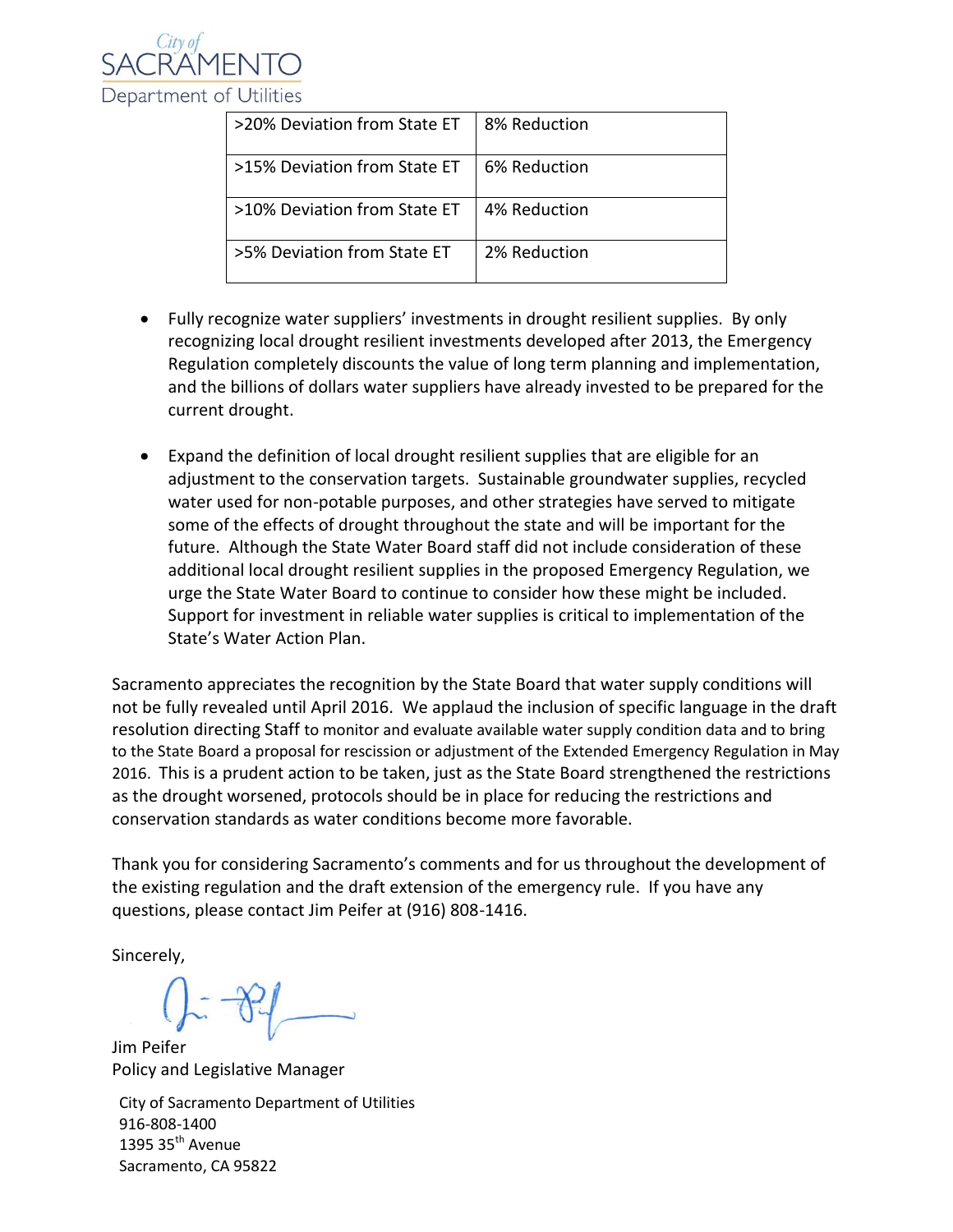| | |
|---|---|
| >20% Deviation from State ET | 8% Reduction |
| >15% Deviation from State ET | 6% Reduction |
| >10% Deviation from State ET | 4% Reduction |
| >5% Deviation from State ET | 2% Reduction |

- Fully recognize water suppliers' investments in drought resilient supplies. By only recognizing local drought resilient investments developed after 2013, the Emergency Regulation completely discounts the value of long term planning and implementation, and the billions of dollars water suppliers have already invested to be prepared for the current drought.
- Expand the definition of local drought resilient supplies that are eligible for an adjustment to the conservation targets. Sustainable groundwater supplies, recycled water used for non-potable purposes, and other strategies have served to mitigate some of the effects of drought throughout the state and will be important for the future. Although the State Water Board staff did not include consideration of these additional local drought resilient supplies in the proposed Emergency Regulation, we urge the State Water Board to continue to consider how these might be included. Support for investment in reliable water supplies is critical to implementation of the State's Water Action Plan.

Sacramento appreciates the recognition by the State Board that water supply conditions will not be fully revealed until April 2016. We applaud the inclusion of specific language in the draft resolution directing Staff to monitor and evaluate available water supply condition data and to bring to the State Board a proposal for rescission or adjustment of the Extended Emergency Regulation in May 2016. This is a prudent action to be taken, just as the State Board strengthened the restrictions as the drought worsened, protocols should be in place for reducing the restrictions and conservation standards as water conditions become more favorable.

Thank you for considering Sacramento's comments and for us throughout the development of the existing regulation and the draft extension of the emergency rule. If you have any questions, please contact Jim Peifer at (916) 808-1416.

Sincerely,

Jim Peifer
Policy and Legislative Manager

City of Sacramento Department of Utilities
916-808-1400
1395 35th Avenue
Sacramento, CA 95822